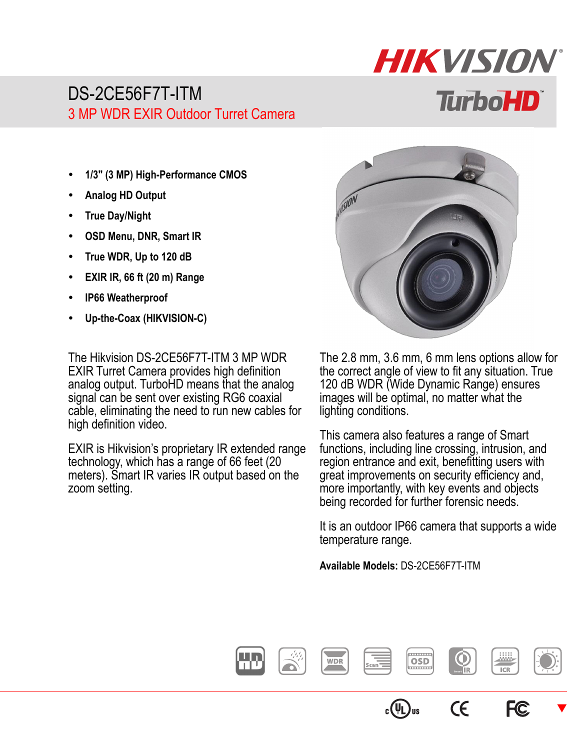# DS-2CE56F7T-ITM

## 3 MP WDR EXIR Outdoor Turret Camera

- **1/3" (3 MP) High-Performance CMOS**
- **Analog HD Output**
- **True Day/Night**
- **OSD Menu, DNR, Smart IR**
- **True WDR, Up to 120 dB**
- **EXIR IR, 66 ft (20 m) Range**
- **IP66 Weatherproof**
- **Up-the-Coax (HIKVISION-C)**

The Hikvision DS-2CE56F7T-ITM 3 MP WDR EXIR Turret Camera provides high definition analog output. TurboHD means that the analog signal can be sent over existing RG6 coaxial cable, eliminating the need to run new cables for high definition video.

EXIR is Hikvision's proprietary IR extended range technology, which has a range of 66 feet (20 meters). Smart IR varies IR output based on the zoom setting.

The 2.8 mm, 3.6 mm, 6 mm lens options allow for the correct angle of view to fit any situation. True 120 dB WDR (Wide Dynamic Range) ensures images will be optimal, no matter what the lighting conditions.

This camera also features a range of Smart functions, including line crossing, intrusion, and region entrance and exit, benefitting users with great improvements on security efficiency and, more importantly, with key events and objects being recorded for further forensic needs.

It is an outdoor IP66 camera that supports a wide temperature range.

**Available Models:** DS-2CE56F7T-ITM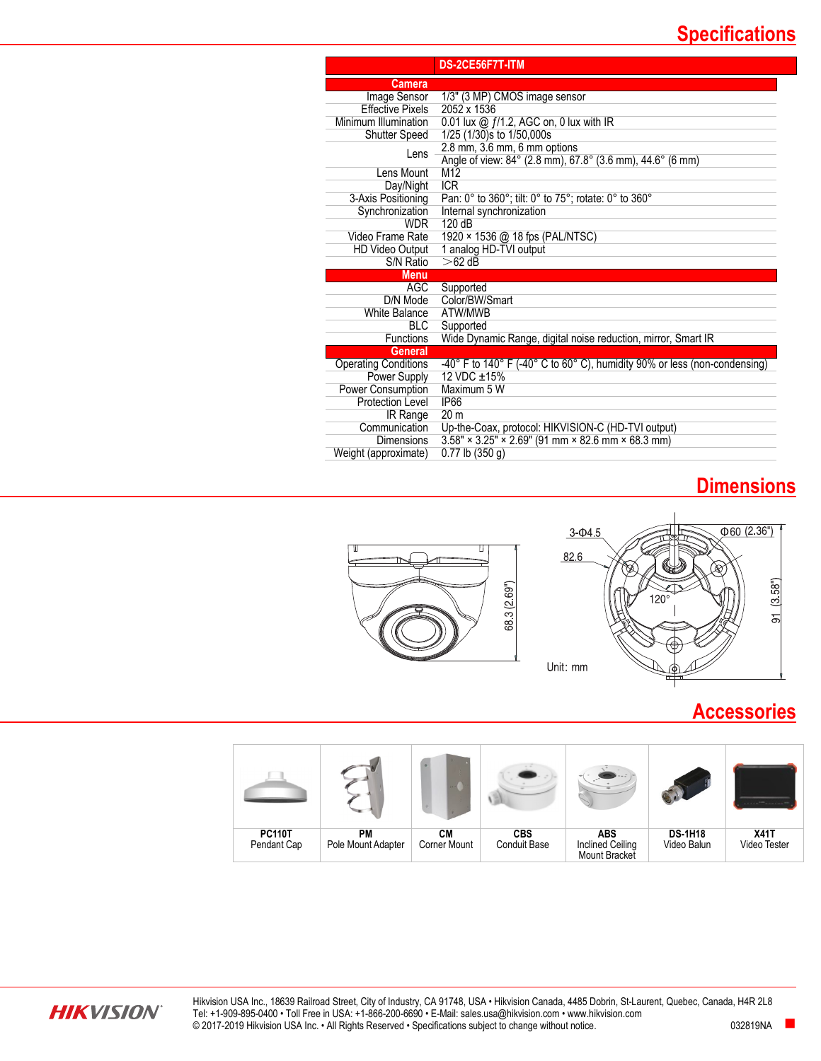## Specifications

| | DS-2CE56F7T-ITM |
|---|---|
| **Camera** | |
| Image Sensor | 1/3" (3 MP) CMOS image sensor |
| Effective Pixels | 2052 x 1536 |
| Minimum Illumination | 0.01 lux @ ƒ/1.2, AGC on, 0 lux with IR |
| Shutter Speed | 1/25 (1/30)s to 1/50,000s |
| Lens | 2.8 mm, 3.6 mm, 6 mm options<br>Angle of view: 84° (2.8 mm), 67.8° (3.6 mm), 44.6° (6 mm) |
| Lens Mount | M12 |
| Day/Night | ICR |
| 3-Axis Positioning | Pan: 0° to 360°; tilt: 0° to 75°; rotate: 0° to 360° |
| Synchronization | Internal synchronization |
| WDR | 120 dB |
| Video Frame Rate | 1920 × 1536 @ 18 fps (PAL/NTSC) |
| HD Video Output | 1 analog HD-TVI output |
| S/N Ratio | ＞62 dB |
| **Menu** | |
| AGC | Supported |
| D/N Mode | Color/BW/Smart |
| White Balance | ATW/MWB |
| BLC | Supported |
| Functions | Wide Dynamic Range, digital noise reduction, mirror, Smart IR |
| **General** | |
| Operating Conditions | -40° F to 140° F (-40° C to 60° C), humidity 90% or less (non-condensing) |
| Power Supply | 12 VDC ±15% |
| Power Consumption | Maximum 5 W |
| Protection Level | IP66 |
| IR Range | 20 m |
| Communication | Up-the-Coax, protocol: HIKVISION-C (HD-TVI output) |
| Dimensions | 3.58" × 3.25" × 2.69" (91 mm × 82.6 mm × 68.3 mm) |
| Weight (approximate) | 0.77 lb (350 g) |

## Dimensions

68.3 (2.69")

3-Φ4.5

Φ60 (2.36")

82.6

120°

91 (3.58")

Unit: mm

## Accessories

| PC110T | PM | CM | CBS | ABS | DS-1H18 | X41T |
|---|---|---|---|---|---|---|
| Pendant Cap | Pole Mount Adapter | Corner Mount | Conduit Base | Inclined Ceiling Mount Bracket | Video Balun | Video Tester |

HIKVISION

Hikvision USA Inc., 18639 Railroad Street, City of Industry, CA 91748, USA • Hikvision Canada, 4485 Dobrin, St-Laurent, Quebec, Canada, H4R 2L8
Tel: +1-909-895-0400 • Toll Free in USA: +1-866-200-6690 • E-Mail: sales.usa@hikvision.com • www.hikvision.com
© 2017-2019 Hikvision USA Inc. • All Rights Reserved • Specifications subject to change without notice.

032819NA